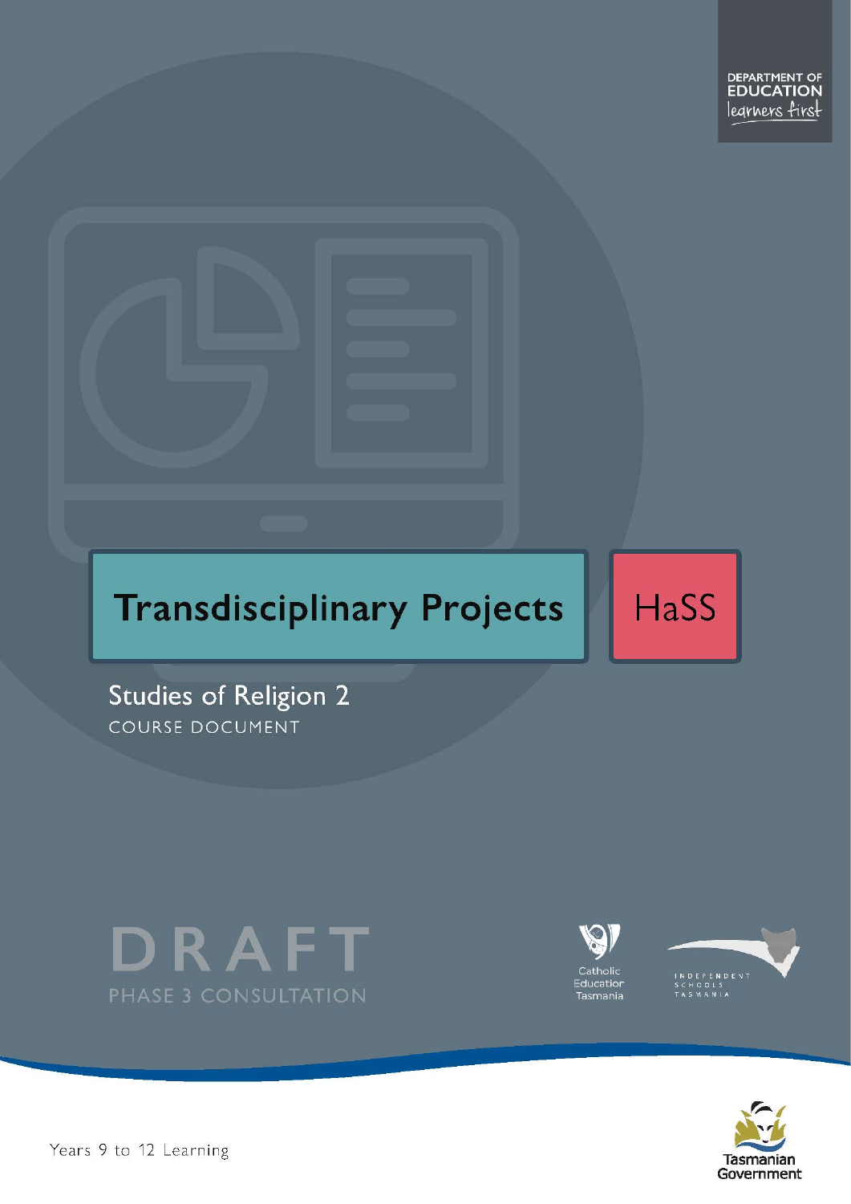DEPARTMENT OF EDUCATION
learners first

# Transdisciplinary Projects

HaSS

## Studies of Religion 2

COURSE DOCUMENT

DRAFT
PHASE 3 CONSULTATION

Catholic Education Tasmania

INDEPENDENT SCHOOLS TASMANIA

Years 9 to 12 Learning

Tasmanian Government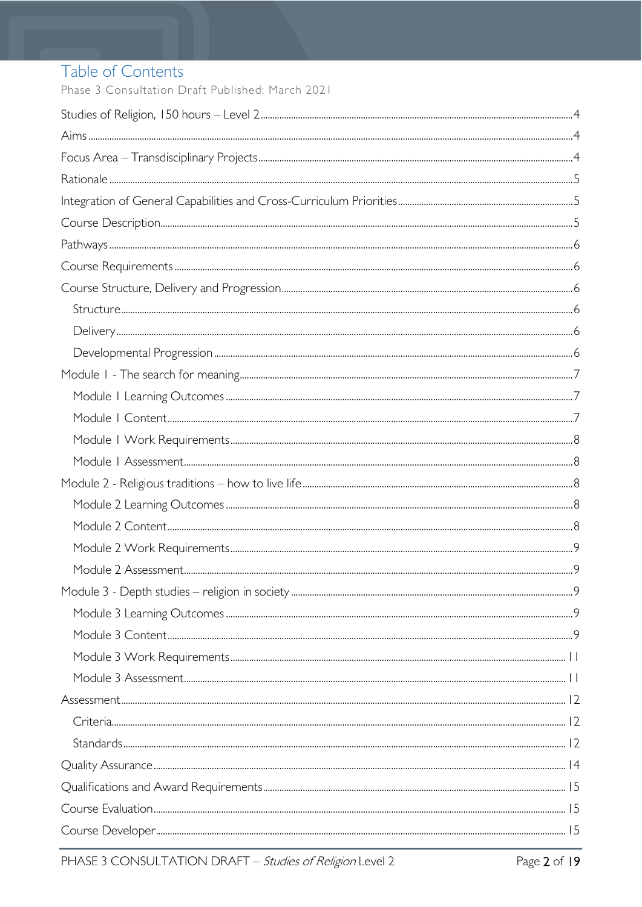# Table of Contents

Phase 3 Consultation Draft Published: March 2021

- Studies of Religion, 150 hours – Level 2 .... 4
- Aims .... 4
- Focus Area – Transdisciplinary Projects .... 4
- Rationale .... 5
- Integration of General Capabilities and Cross-Curriculum Priorities .... 5
- Course Description .... 5
- Pathways .... 6
- Course Requirements .... 6
- Course Structure, Delivery and Progression .... 6
  - Structure .... 6
  - Delivery .... 6
  - Developmental Progression .... 6
- Module 1 - The search for meaning .... 7
  - Module 1 Learning Outcomes .... 7
  - Module 1 Content .... 7
  - Module 1 Work Requirements .... 8
  - Module 1 Assessment .... 8
- Module 2 - Religious traditions – how to live life .... 8
  - Module 2 Learning Outcomes .... 8
  - Module 2 Content .... 8
  - Module 2 Work Requirements .... 9
  - Module 2 Assessment .... 9
- Module 3 - Depth studies – religion in society .... 9
  - Module 3 Learning Outcomes .... 9
  - Module 3 Content .... 9
  - Module 3 Work Requirements .... 11
  - Module 3 Assessment .... 11
- Assessment .... 12
  - Criteria .... 12
  - Standards .... 12
- Quality Assurance .... 14
- Qualifications and Award Requirements .... 15
- Course Evaluation .... 15
- Course Developer .... 15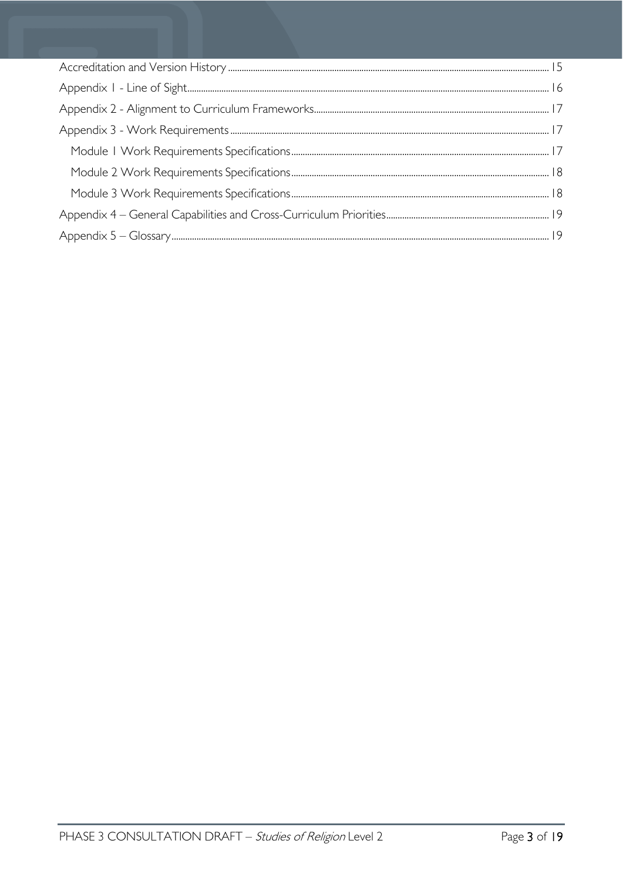Accreditation and Version History ........................................................................ 15
Appendix 1 - Line of Sight ........................................................................ 16
Appendix 2 - Alignment to Curriculum Frameworks ........................................................................ 17
Appendix 3 - Work Requirements ........................................................................ 17
    Module 1 Work Requirements Specifications ........................................................................ 17
    Module 2 Work Requirements Specifications ........................................................................ 18
    Module 3 Work Requirements Specifications ........................................................................ 18
Appendix 4 – General Capabilities and Cross-Curriculum Priorities ........................................................................ 19
Appendix 5 – Glossary ........................................................................ 19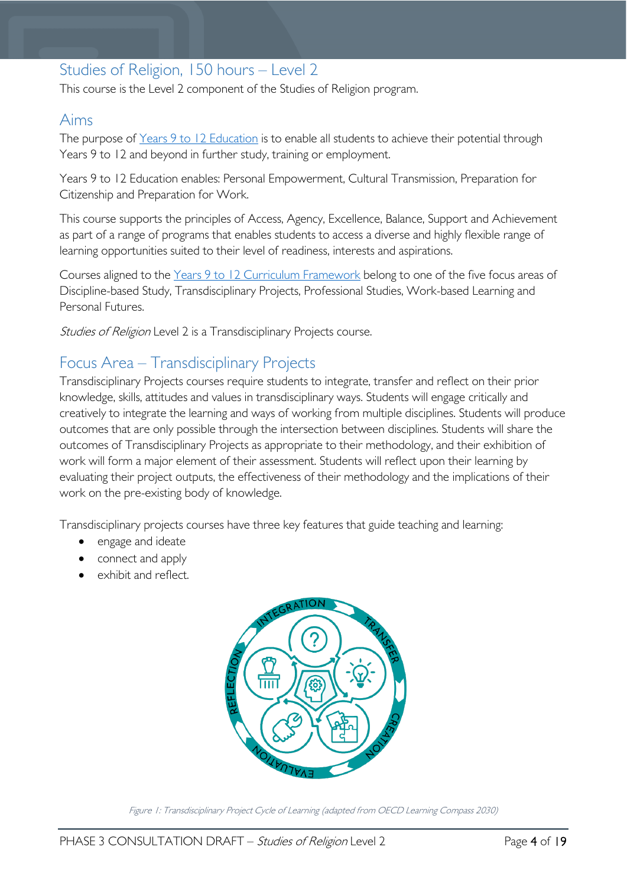## Studies of Religion, 150 hours – Level 2

This course is the Level 2 component of the Studies of Religion program.

## Aims

The purpose of [Years 9 to 12 Education](#) is to enable all students to achieve their potential through Years 9 to 12 and beyond in further study, training or employment.

Years 9 to 12 Education enables: Personal Empowerment, Cultural Transmission, Preparation for Citizenship and Preparation for Work.

This course supports the principles of Access, Agency, Excellence, Balance, Support and Achievement as part of a range of programs that enables students to access a diverse and highly flexible range of learning opportunities suited to their level of readiness, interests and aspirations.

Courses aligned to the [Years 9 to 12 Curriculum Framework](#) belong to one of the five focus areas of Discipline-based Study, Transdisciplinary Projects, Professional Studies, Work-based Learning and Personal Futures.

*Studies of Religion* Level 2 is a Transdisciplinary Projects course.

## Focus Area – Transdisciplinary Projects

Transdisciplinary Projects courses require students to integrate, transfer and reflect on their prior knowledge, skills, attitudes and values in transdisciplinary ways. Students will engage critically and creatively to integrate the learning and ways of working from multiple disciplines. Students will produce outcomes that are only possible through the intersection between disciplines. Students will share the outcomes of Transdisciplinary Projects as appropriate to their methodology, and their exhibition of work will form a major element of their assessment. Students will reflect upon their learning by evaluating their project outputs, the effectiveness of their methodology and the implications of their work on the pre-existing body of knowledge.

Transdisciplinary projects courses have three key features that guide teaching and learning:

- engage and ideate
- connect and apply
- exhibit and reflect.

*Figure 1: Transdisciplinary Project Cycle of Learning (adapted from OECD Learning Compass 2030)*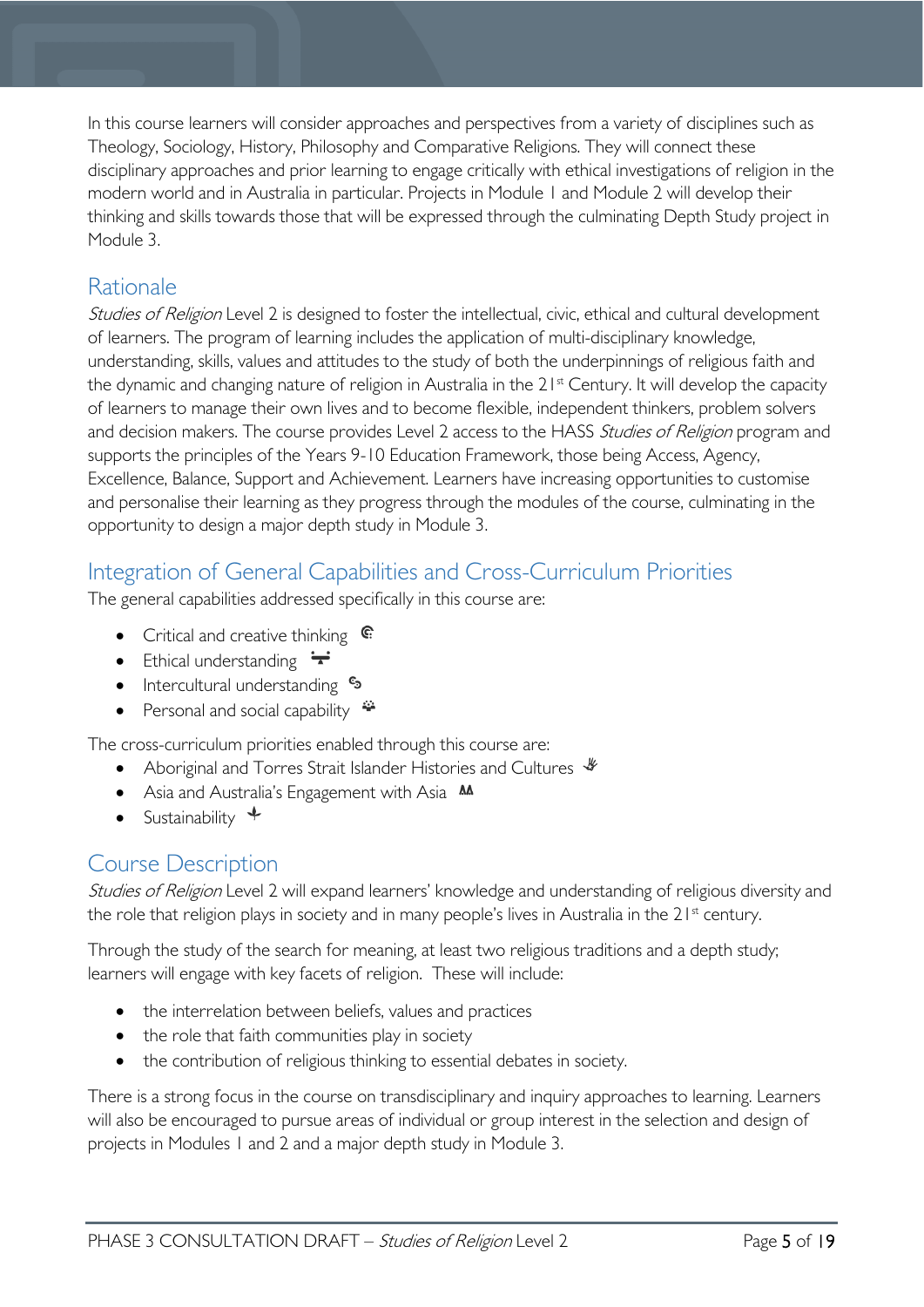In this course learners will consider approaches and perspectives from a variety of disciplines such as Theology, Sociology, History, Philosophy and Comparative Religions. They will connect these disciplinary approaches and prior learning to engage critically with ethical investigations of religion in the modern world and in Australia in particular. Projects in Module 1 and Module 2 will develop their thinking and skills towards those that will be expressed through the culminating Depth Study project in Module 3.

## Rationale

*Studies of Religion* Level 2 is designed to foster the intellectual, civic, ethical and cultural development of learners. The program of learning includes the application of multi-disciplinary knowledge, understanding, skills, values and attitudes to the study of both the underpinnings of religious faith and the dynamic and changing nature of religion in Australia in the 21st Century. It will develop the capacity of learners to manage their own lives and to become flexible, independent thinkers, problem solvers and decision makers. The course provides Level 2 access to the HASS *Studies of Religion* program and supports the principles of the Years 9-10 Education Framework, those being Access, Agency, Excellence, Balance, Support and Achievement. Learners have increasing opportunities to customise and personalise their learning as they progress through the modules of the course, culminating in the opportunity to design a major depth study in Module 3.

## Integration of General Capabilities and Cross-Curriculum Priorities

The general capabilities addressed specifically in this course are:

- Critical and creative thinking
- Ethical understanding
- Intercultural understanding
- Personal and social capability

The cross-curriculum priorities enabled through this course are:

- Aboriginal and Torres Strait Islander Histories and Cultures
- Asia and Australia's Engagement with Asia
- Sustainability

## Course Description

*Studies of Religion* Level 2 will expand learners' knowledge and understanding of religious diversity and the role that religion plays in society and in many people's lives in Australia in the 21st century.

Through the study of the search for meaning, at least two religious traditions and a depth study; learners will engage with key facets of religion. These will include:

- the interrelation between beliefs, values and practices
- the role that faith communities play in society
- the contribution of religious thinking to essential debates in society.

There is a strong focus in the course on transdisciplinary and inquiry approaches to learning. Learners will also be encouraged to pursue areas of individual or group interest in the selection and design of projects in Modules 1 and 2 and a major depth study in Module 3.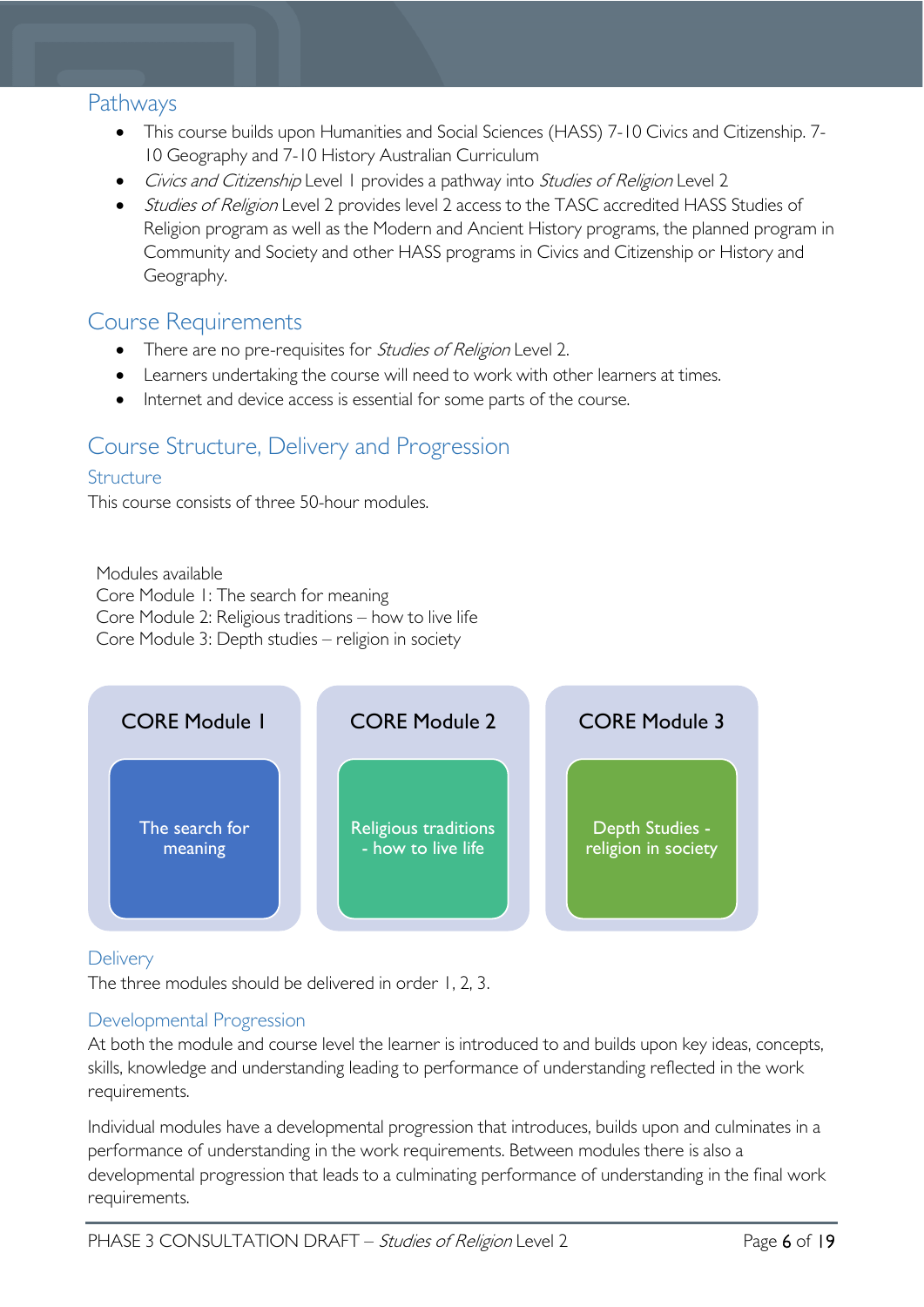## Pathways

- This course builds upon Humanities and Social Sciences (HASS) 7-10 Civics and Citizenship. 7-10 Geography and 7-10 History Australian Curriculum
- *Civics and Citizenship* Level 1 provides a pathway into *Studies of Religion* Level 2
- *Studies of Religion* Level 2 provides level 2 access to the TASC accredited HASS Studies of Religion program as well as the Modern and Ancient History programs, the planned program in Community and Society and other HASS programs in Civics and Citizenship or History and Geography.

## Course Requirements

- There are no pre-requisites for *Studies of Religion* Level 2.
- Learners undertaking the course will need to work with other learners at times.
- Internet and device access is essential for some parts of the course.

## Course Structure, Delivery and Progression

### Structure

This course consists of three 50-hour modules.

Modules available
Core Module 1: The search for meaning
Core Module 2: Religious traditions – how to live life
Core Module 3: Depth studies – religion in society

| CORE Module 1 | CORE Module 2 | CORE Module 3 |
|---|---|---|
| The search for meaning | Religious traditions - how to live life | Depth Studies - religion in society |

### Delivery

The three modules should be delivered in order 1, 2, 3.

### Developmental Progression

At both the module and course level the learner is introduced to and builds upon key ideas, concepts, skills, knowledge and understanding leading to performance of understanding reflected in the work requirements.

Individual modules have a developmental progression that introduces, builds upon and culminates in a performance of understanding in the work requirements. Between modules there is also a developmental progression that leads to a culminating performance of understanding in the final work requirements.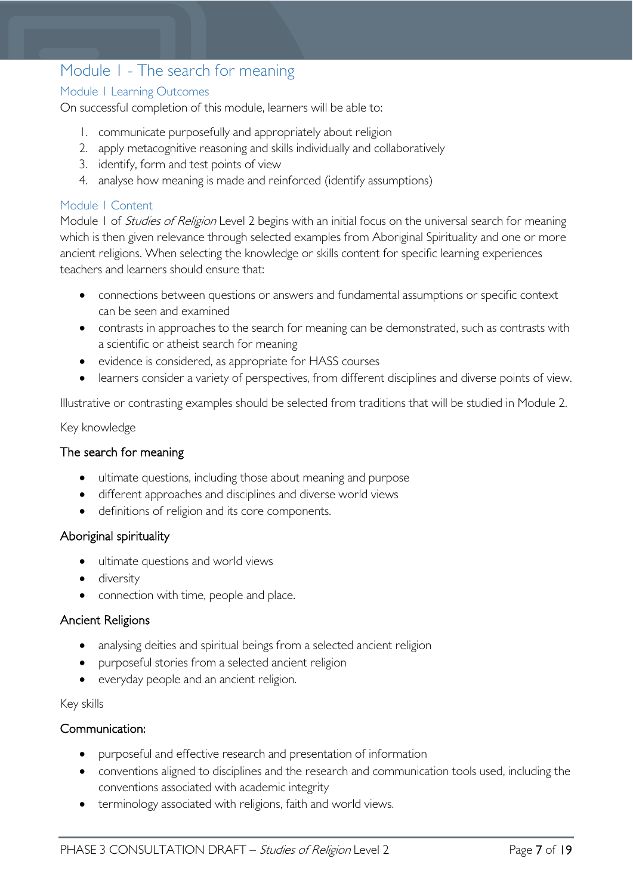# Module 1 - The search for meaning

## Module 1 Learning Outcomes

On successful completion of this module, learners will be able to:

1. communicate purposefully and appropriately about religion
2. apply metacognitive reasoning and skills individually and collaboratively
3. identify, form and test points of view
4. analyse how meaning is made and reinforced (identify assumptions)

## Module 1 Content

Module 1 of *Studies of Religion* Level 2 begins with an initial focus on the universal search for meaning which is then given relevance through selected examples from Aboriginal Spirituality and one or more ancient religions. When selecting the knowledge or skills content for specific learning experiences teachers and learners should ensure that:

- connections between questions or answers and fundamental assumptions or specific context can be seen and examined
- contrasts in approaches to the search for meaning can be demonstrated, such as contrasts with a scientific or atheist search for meaning
- evidence is considered, as appropriate for HASS courses
- learners consider a variety of perspectives, from different disciplines and diverse points of view.

Illustrative or contrasting examples should be selected from traditions that will be studied in Module 2.

Key knowledge

### The search for meaning

- ultimate questions, including those about meaning and purpose
- different approaches and disciplines and diverse world views
- definitions of religion and its core components.

### Aboriginal spirituality

- ultimate questions and world views
- diversity
- connection with time, people and place.

### Ancient Religions

- analysing deities and spiritual beings from a selected ancient religion
- purposeful stories from a selected ancient religion
- everyday people and an ancient religion.

Key skills

### Communication:

- purposeful and effective research and presentation of information
- conventions aligned to disciplines and the research and communication tools used, including the conventions associated with academic integrity
- terminology associated with religions, faith and world views.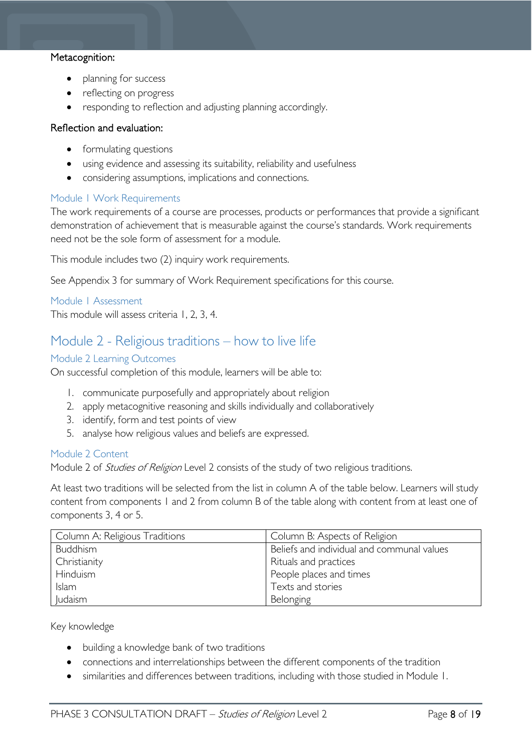Metacognition:

- planning for success
- reflecting on progress
- responding to reflection and adjusting planning accordingly.

Reflection and evaluation:

- formulating questions
- using evidence and assessing its suitability, reliability and usefulness
- considering assumptions, implications and connections.

### Module 1 Work Requirements

The work requirements of a course are processes, products or performances that provide a significant demonstration of achievement that is measurable against the course's standards. Work requirements need not be the sole form of assessment for a module.

This module includes two (2) inquiry work requirements.

See Appendix 3 for summary of Work Requirement specifications for this course.

### Module 1 Assessment

This module will assess criteria 1, 2, 3, 4.

## Module 2 - Religious traditions – how to live life

### Module 2 Learning Outcomes

On successful completion of this module, learners will be able to:

1. communicate purposefully and appropriately about religion
2. apply metacognitive reasoning and skills individually and collaboratively
3. identify, form and test points of view

5. analyse how religious values and beliefs are expressed.

### Module 2 Content

Module 2 of *Studies of Religion* Level 2 consists of the study of two religious traditions.

At least two traditions will be selected from the list in column A of the table below. Learners will study content from components 1 and 2 from column B of the table along with content from at least one of components 3, 4 or 5.

| Column A: Religious Traditions | Column B: Aspects of Religion |
|---|---|
| Buddhism | Beliefs and individual and communal values |
| Christianity | Rituals and practices |
| Hinduism | People places and times |
| Islam | Texts and stories |
| Judaism | Belonging |

Key knowledge

- building a knowledge bank of two traditions
- connections and interrelationships between the different components of the tradition
- similarities and differences between traditions, including with those studied in Module 1.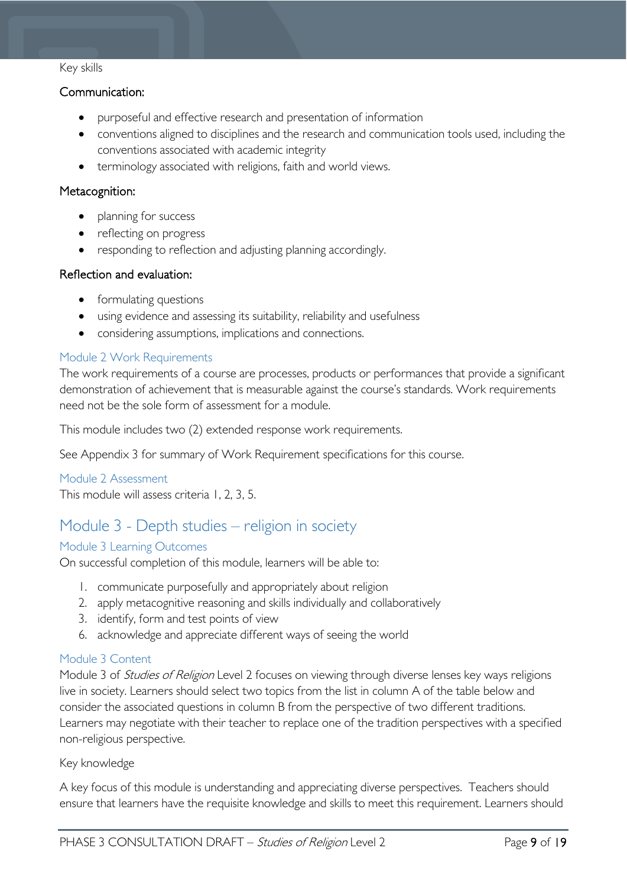Key skills

### Communication:

- purposeful and effective research and presentation of information
- conventions aligned to disciplines and the research and communication tools used, including the conventions associated with academic integrity
- terminology associated with religions, faith and world views.

### Metacognition:

- planning for success
- reflecting on progress
- responding to reflection and adjusting planning accordingly.

### Reflection and evaluation:

- formulating questions
- using evidence and assessing its suitability, reliability and usefulness
- considering assumptions, implications and connections.

### Module 2 Work Requirements

The work requirements of a course are processes, products or performances that provide a significant demonstration of achievement that is measurable against the course's standards. Work requirements need not be the sole form of assessment for a module.

This module includes two (2) extended response work requirements.

See Appendix 3 for summary of Work Requirement specifications for this course.

### Module 2 Assessment

This module will assess criteria 1, 2, 3, 5.

## Module 3 - Depth studies – religion in society

### Module 3 Learning Outcomes

On successful completion of this module, learners will be able to:

1. communicate purposefully and appropriately about religion
2. apply metacognitive reasoning and skills individually and collaboratively
3. identify, form and test points of view
6. acknowledge and appreciate different ways of seeing the world

### Module 3 Content

Module 3 of *Studies of Religion* Level 2 focuses on viewing through diverse lenses key ways religions live in society. Learners should select two topics from the list in column A of the table below and consider the associated questions in column B from the perspective of two different traditions. Learners may negotiate with their teacher to replace one of the tradition perspectives with a specified non-religious perspective.

Key knowledge

A key focus of this module is understanding and appreciating diverse perspectives. Teachers should ensure that learners have the requisite knowledge and skills to meet this requirement. Learners should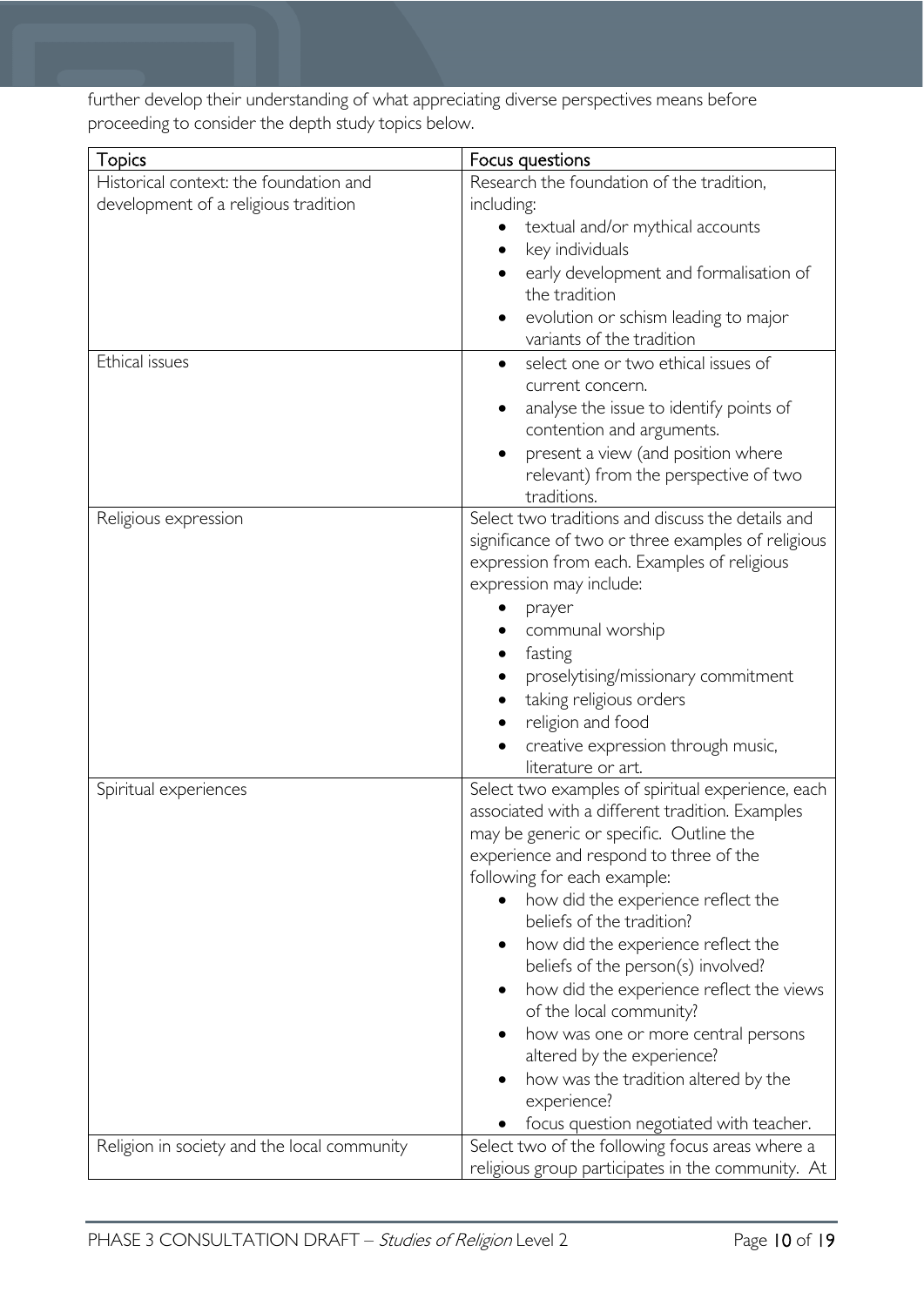further develop their understanding of what appreciating diverse perspectives means before proceeding to consider the depth study topics below.

| Topics | Focus questions |
| --- | --- |
| Historical context: the foundation and development of a religious tradition | Research the foundation of the tradition, including:<br>• textual and/or mythical accounts<br>• key individuals<br>• early development and formalisation of the tradition<br>• evolution or schism leading to major variants of the tradition |
| Ethical issues | • select one or two ethical issues of current concern.<br>• analyse the issue to identify points of contention and arguments.<br>• present a view (and position where relevant) from the perspective of two traditions. |
| Religious expression | Select two traditions and discuss the details and significance of two or three examples of religious expression from each. Examples of religious expression may include:<br>• prayer<br>• communal worship<br>• fasting<br>• proselytising/missionary commitment<br>• taking religious orders<br>• religion and food<br>• creative expression through music, literature or art. |
| Spiritual experiences | Select two examples of spiritual experience, each associated with a different tradition. Examples may be generic or specific. Outline the experience and respond to three of the following for each example:<br>• how did the experience reflect the beliefs of the tradition?<br>• how did the experience reflect the beliefs of the person(s) involved?<br>• how did the experience reflect the views of the local community?<br>• how was one or more central persons altered by the experience?<br>• how was the tradition altered by the experience?<br>• focus question negotiated with teacher. |
| Religion in society and the local community | Select two of the following focus areas where a religious group participates in the community. At |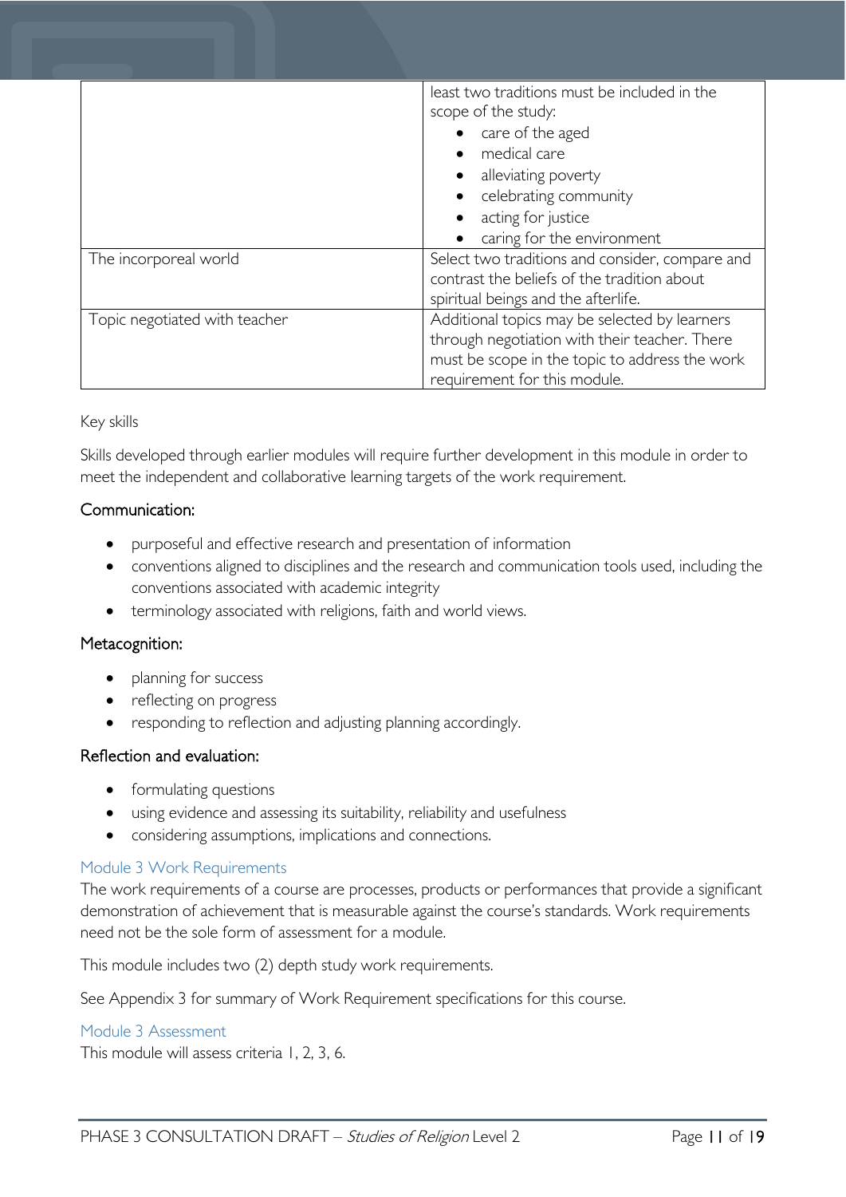| | |
|---|---|
| | least two traditions must be included in the scope of the study:<br>• care of the aged<br>• medical care<br>• alleviating poverty<br>• celebrating community<br>• acting for justice<br>• caring for the environment |
| The incorporeal world | Select two traditions and consider, compare and contrast the beliefs of the tradition about spiritual beings and the afterlife. |
| Topic negotiated with teacher | Additional topics may be selected by learners through negotiation with their teacher. There must be scope in the topic to address the work requirement for this module. |

Key skills

Skills developed through earlier modules will require further development in this module in order to meet the independent and collaborative learning targets of the work requirement.

#### Communication:

- purposeful and effective research and presentation of information
- conventions aligned to disciplines and the research and communication tools used, including the conventions associated with academic integrity
- terminology associated with religions, faith and world views.

#### Metacognition:

- planning for success
- reflecting on progress
- responding to reflection and adjusting planning accordingly.

#### Reflection and evaluation:

- formulating questions
- using evidence and assessing its suitability, reliability and usefulness
- considering assumptions, implications and connections.

### Module 3 Work Requirements

The work requirements of a course are processes, products or performances that provide a significant demonstration of achievement that is measurable against the course's standards. Work requirements need not be the sole form of assessment for a module.

This module includes two (2) depth study work requirements.

See Appendix 3 for summary of Work Requirement specifications for this course.

### Module 3 Assessment

This module will assess criteria 1, 2, 3, 6.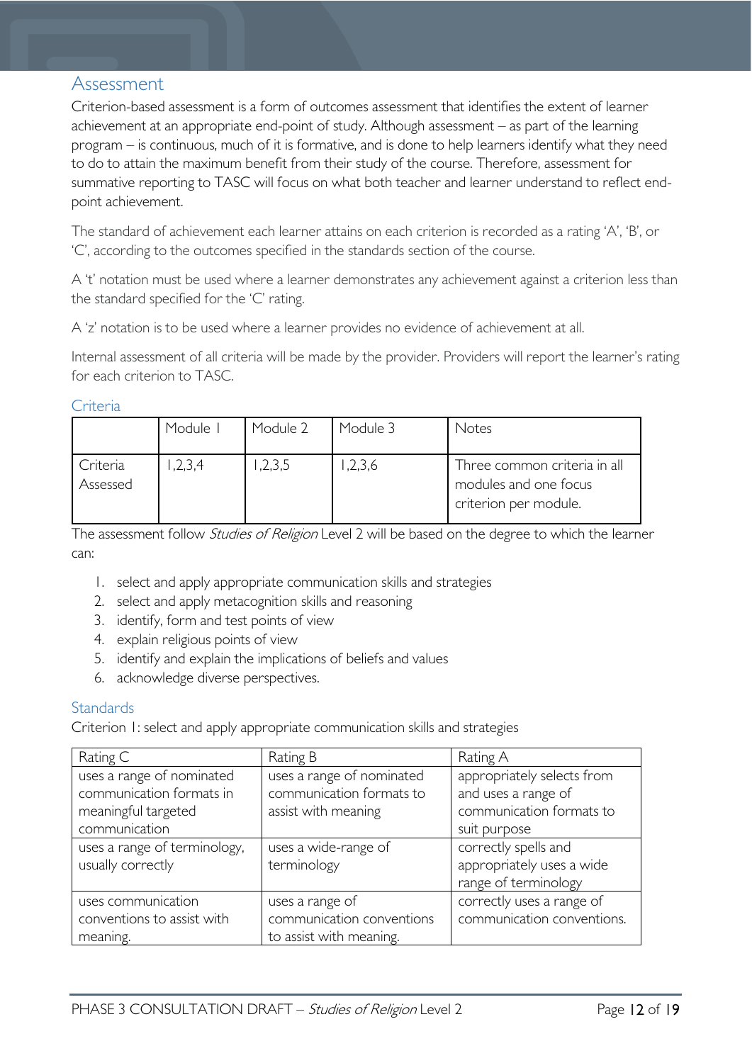## Assessment

Criterion-based assessment is a form of outcomes assessment that identifies the extent of learner achievement at an appropriate end-point of study. Although assessment – as part of the learning program – is continuous, much of it is formative, and is done to help learners identify what they need to do to attain the maximum benefit from their study of the course. Therefore, assessment for summative reporting to TASC will focus on what both teacher and learner understand to reflect end-point achievement.

The standard of achievement each learner attains on each criterion is recorded as a rating 'A', 'B', or 'C', according to the outcomes specified in the standards section of the course.

A 't' notation must be used where a learner demonstrates any achievement against a criterion less than the standard specified for the 'C' rating.

A 'z' notation is to be used where a learner provides no evidence of achievement at all.

Internal assessment of all criteria will be made by the provider. Providers will report the learner's rating for each criterion to TASC.

### Criteria

| | Module 1 | Module 2 | Module 3 | Notes |
|---|---|---|---|---|
| Criteria Assessed | 1,2,3,4 | 1,2,3,5 | 1,2,3,6 | Three common criteria in all modules and one focus criterion per module. |

The assessment follow *Studies of Religion* Level 2 will be based on the degree to which the learner can:

1. select and apply appropriate communication skills and strategies
2. select and apply metacognition skills and reasoning
3. identify, form and test points of view
4. explain religious points of view
5. identify and explain the implications of beliefs and values
6. acknowledge diverse perspectives.

### Standards

Criterion 1: select and apply appropriate communication skills and strategies

| Rating C | Rating B | Rating A |
|---|---|---|
| uses a range of nominated communication formats in meaningful targeted communication | uses a range of nominated communication formats to assist with meaning | appropriately selects from and uses a range of communication formats to suit purpose |
| uses a range of terminology, usually correctly | uses a wide-range of terminology | correctly spells and appropriately uses a wide range of terminology |
| uses communication conventions to assist with meaning. | uses a range of communication conventions to assist with meaning. | correctly uses a range of communication conventions. |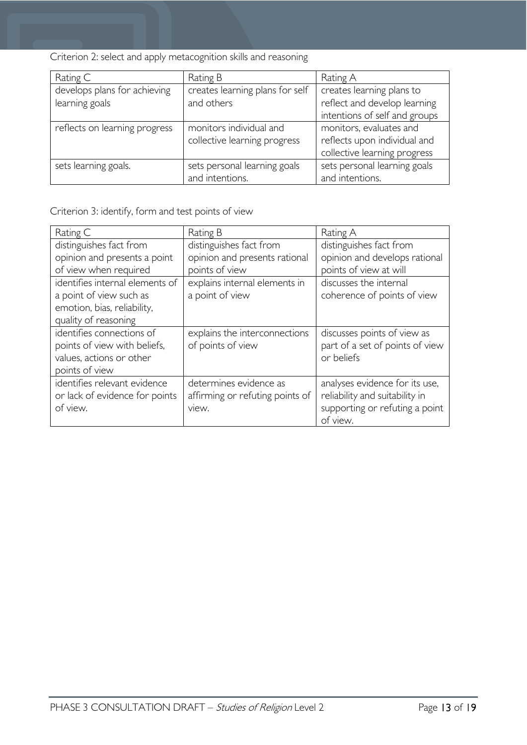Criterion 2: select and apply metacognition skills and reasoning

| Rating C | Rating B | Rating A |
|---|---|---|
| develops plans for achieving learning goals | creates learning plans for self and others | creates learning plans to reflect and develop learning intentions of self and groups |
| reflects on learning progress | monitors individual and collective learning progress | monitors, evaluates and reflects upon individual and collective learning progress |
| sets learning goals. | sets personal learning goals and intentions. | sets personal learning goals and intentions. |

Criterion 3: identify, form and test points of view

| Rating C | Rating B | Rating A |
|---|---|---|
| distinguishes fact from opinion and presents a point of view when required | distinguishes fact from opinion and presents rational points of view | distinguishes fact from opinion and develops rational points of view at will |
| identifies internal elements of a point of view such as emotion, bias, reliability, quality of reasoning | explains internal elements in a point of view | discusses the internal coherence of points of view |
| identifies connections of points of view with beliefs, values, actions or other points of view | explains the interconnections of points of view | discusses points of view as part of a set of points of view or beliefs |
| identifies relevant evidence or lack of evidence for points of view. | determines evidence as affirming or refuting points of view. | analyses evidence for its use, reliability and suitability in supporting or refuting a point of view. |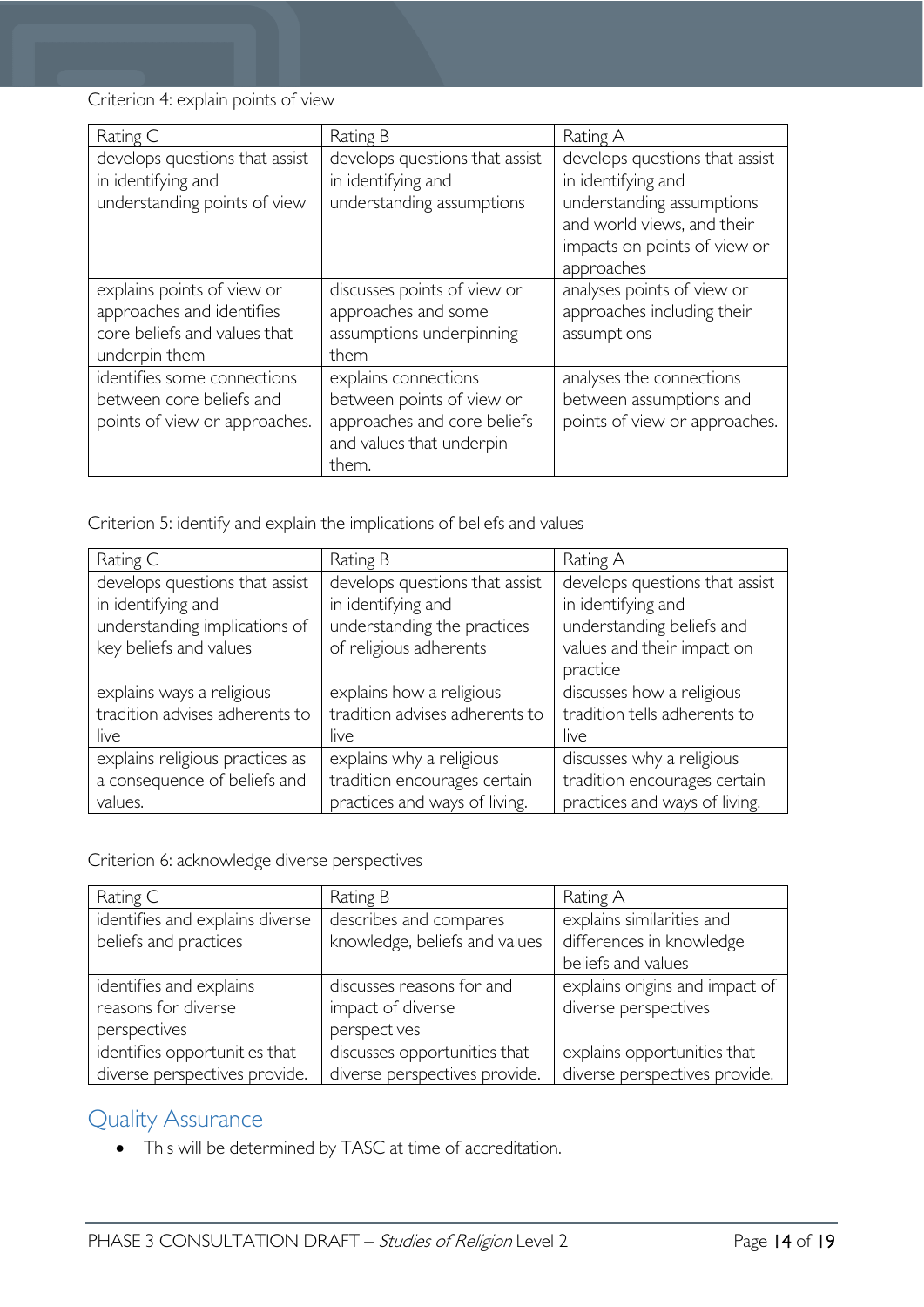Criterion 4: explain points of view

| Rating C | Rating B | Rating A |
|---|---|---|
| develops questions that assist in identifying and understanding points of view | develops questions that assist in identifying and understanding assumptions | develops questions that assist in identifying and understanding assumptions and world views, and their impacts on points of view or approaches |
| explains points of view or approaches and identifies core beliefs and values that underpin them | discusses points of view or approaches and some assumptions underpinning them | analyses points of view or approaches including their assumptions |
| identifies some connections between core beliefs and points of view or approaches. | explains connections between points of view or approaches and core beliefs and values that underpin them. | analyses the connections between assumptions and points of view or approaches. |

Criterion 5: identify and explain the implications of beliefs and values

| Rating C | Rating B | Rating A |
|---|---|---|
| develops questions that assist in identifying and understanding implications of key beliefs and values | develops questions that assist in identifying and understanding the practices of religious adherents | develops questions that assist in identifying and understanding beliefs and values and their impact on practice |
| explains ways a religious tradition advises adherents to live | explains how a religious tradition advises adherents to live | discusses how a religious tradition tells adherents to live |
| explains religious practices as a consequence of beliefs and values. | explains why a religious tradition encourages certain practices and ways of living. | discusses why a religious tradition encourages certain practices and ways of living. |

Criterion 6: acknowledge diverse perspectives

| Rating C | Rating B | Rating A |
|---|---|---|
| identifies and explains diverse beliefs and practices | describes and compares knowledge, beliefs and values | explains similarities and differences in knowledge beliefs and values |
| identifies and explains reasons for diverse perspectives | discusses reasons for and impact of diverse perspectives | explains origins and impact of diverse perspectives |
| identifies opportunities that diverse perspectives provide. | discusses opportunities that diverse perspectives provide. | explains opportunities that diverse perspectives provide. |

## Quality Assurance

- This will be determined by TASC at time of accreditation.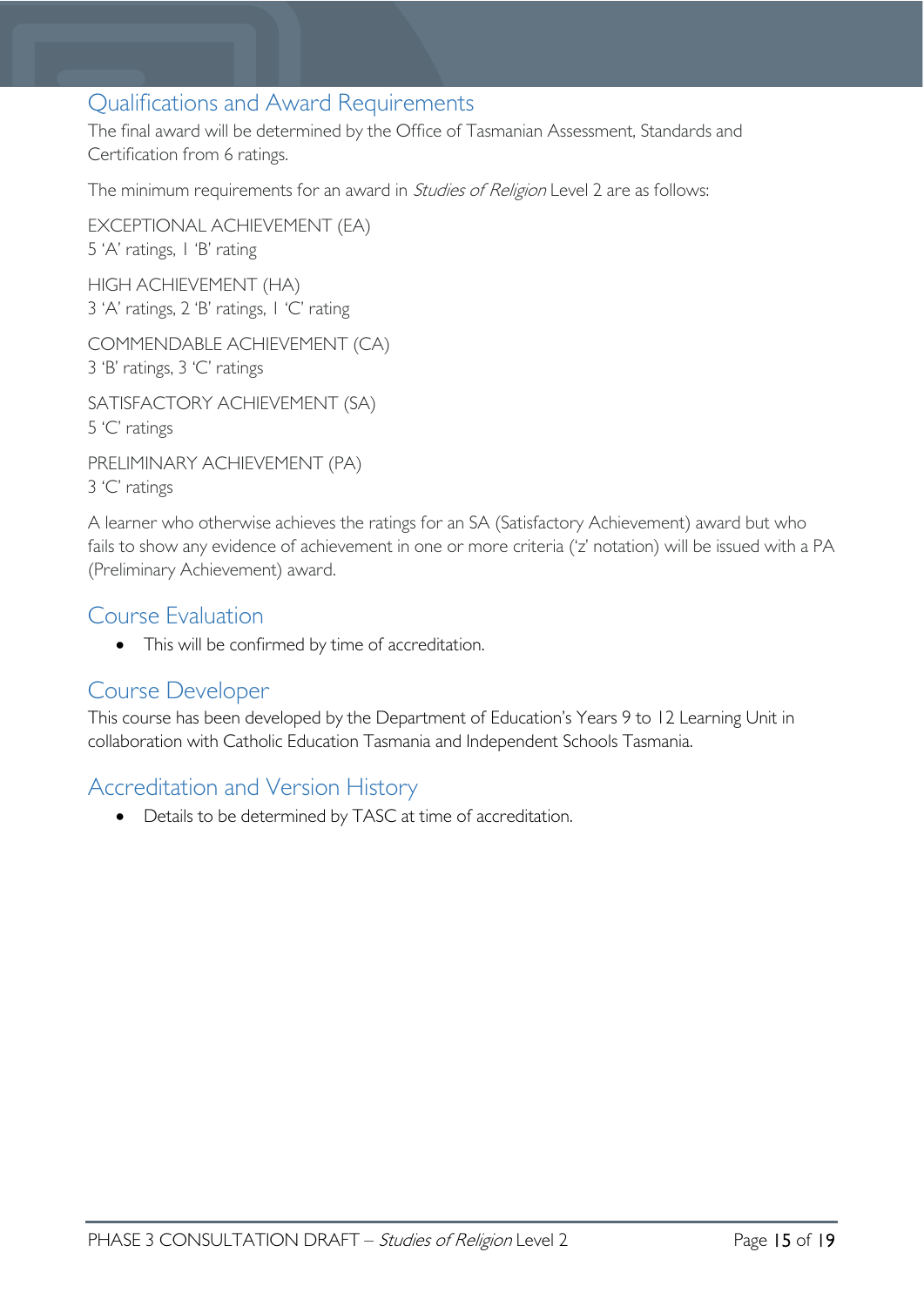## Qualifications and Award Requirements

The final award will be determined by the Office of Tasmanian Assessment, Standards and Certification from 6 ratings.

The minimum requirements for an award in *Studies of Religion* Level 2 are as follows:

EXCEPTIONAL ACHIEVEMENT (EA)
5 'A' ratings, 1 'B' rating

HIGH ACHIEVEMENT (HA)
3 'A' ratings, 2 'B' ratings, 1 'C' rating

COMMENDABLE ACHIEVEMENT (CA)
3 'B' ratings, 3 'C' ratings

SATISFACTORY ACHIEVEMENT (SA)
5 'C' ratings

PRELIMINARY ACHIEVEMENT (PA)
3 'C' ratings

A learner who otherwise achieves the ratings for an SA (Satisfactory Achievement) award but who fails to show any evidence of achievement in one or more criteria ('z' notation) will be issued with a PA (Preliminary Achievement) award.

## Course Evaluation

- This will be confirmed by time of accreditation.

## Course Developer

This course has been developed by the Department of Education's Years 9 to 12 Learning Unit in collaboration with Catholic Education Tasmania and Independent Schools Tasmania.

## Accreditation and Version History

- Details to be determined by TASC at time of accreditation.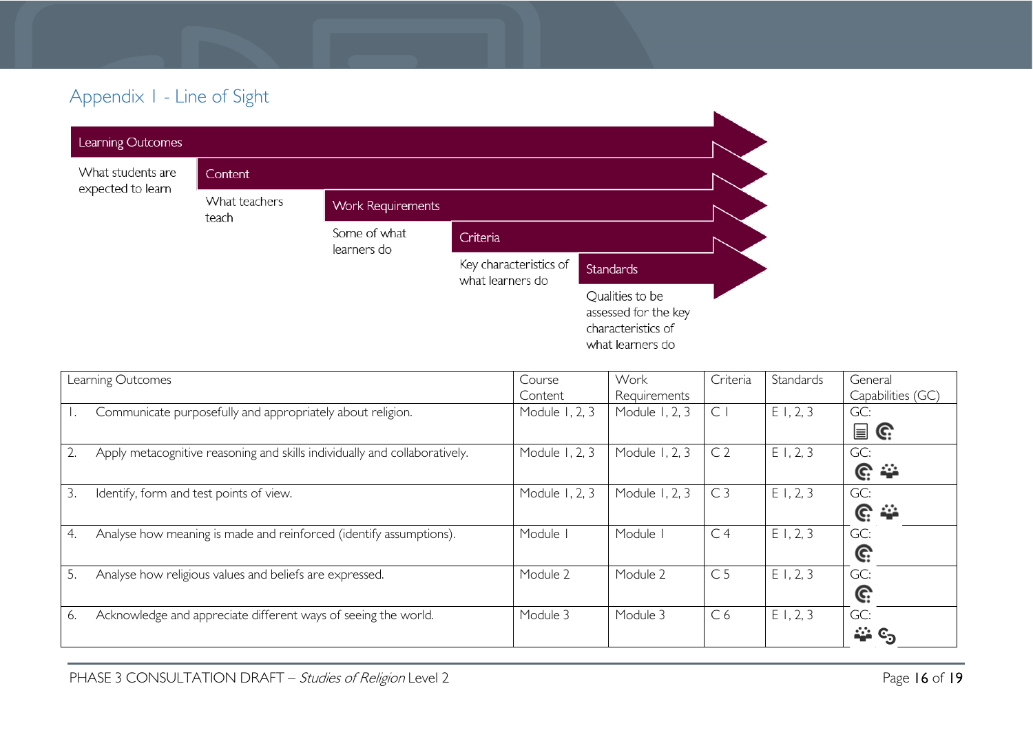## Appendix 1 - Line of Sight

**Learning Outcomes** – What students are expected to learn

**Content** – What teachers teach

**Work Requirements** – Some of what learners do

**Criteria** – Key characteristics of what learners do

**Standards** – Qualities to be assessed for the key characteristics of what learners do

| Learning Outcomes | Course Content | Work Requirements | Criteria | Standards | General Capabilities (GC) |
|---|---|---|---|---|---|
| 1. Communicate purposefully and appropriately about religion. | Module 1, 2, 3 | Module 1, 2, 3 | C 1 | E 1, 2, 3 | GC: |
| 2. Apply metacognitive reasoning and skills individually and collaboratively. | Module 1, 2, 3 | Module 1, 2, 3 | C 2 | E 1, 2, 3 | GC: |
| 3. Identify, form and test points of view. | Module 1, 2, 3 | Module 1, 2, 3 | C 3 | E 1, 2, 3 | GC: |
| 4. Analyse how meaning is made and reinforced (identify assumptions). | Module 1 | Module 1 | C 4 | E 1, 2, 3 | GC: |
| 5. Analyse how religious values and beliefs are expressed. | Module 2 | Module 2 | C 5 | E 1, 2, 3 | GC: |
| 6. Acknowledge and appreciate different ways of seeing the world. | Module 3 | Module 3 | C 6 | E 1, 2, 3 | GC: |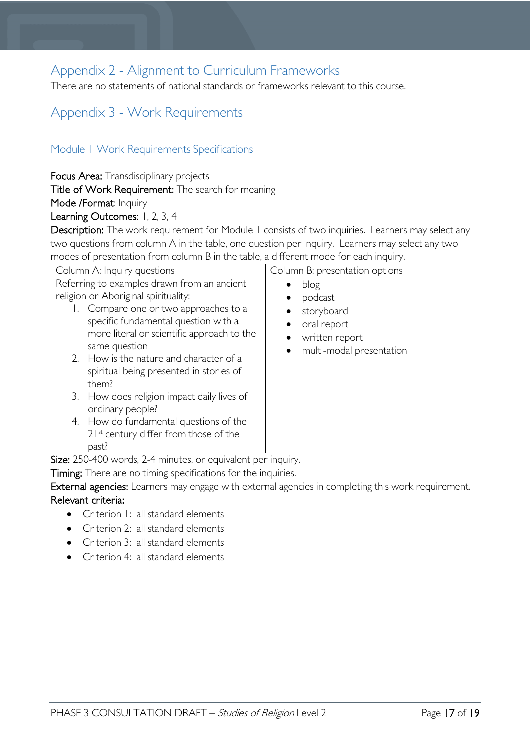## Appendix 2 - Alignment to Curriculum Frameworks

There are no statements of national standards or frameworks relevant to this course.

## Appendix 3 - Work Requirements

### Module 1 Work Requirements Specifications

**Focus Area:** Transdisciplinary projects

**Title of Work Requirement:** The search for meaning

**Mode /Format**: Inquiry

**Learning Outcomes:** 1, 2, 3, 4

**Description:** The work requirement for Module 1 consists of two inquiries. Learners may select any two questions from column A in the table, one question per inquiry. Learners may select any two modes of presentation from column B in the table, a different mode for each inquiry.

| Column A: Inquiry questions | Column B: presentation options |
| --- | --- |
| Referring to examples drawn from an ancient religion or Aboriginal spirituality:<br>1. Compare one or two approaches to a specific fundamental question with a more literal or scientific approach to the same question<br>2. How is the nature and character of a spiritual being presented in stories of them?<br>3. How does religion impact daily lives of ordinary people?<br>4. How do fundamental questions of the 21st century differ from those of the past? | • blog<br>• podcast<br>• storyboard<br>• oral report<br>• written report<br>• multi-modal presentation |

**Size:** 250-400 words, 2-4 minutes, or equivalent per inquiry.

**Timing:** There are no timing specifications for the inquiries.

**External agencies:** Learners may engage with external agencies in completing this work requirement.

**Relevant criteria:**

- Criterion 1: all standard elements
- Criterion 2: all standard elements
- Criterion 3: all standard elements
- Criterion 4: all standard elements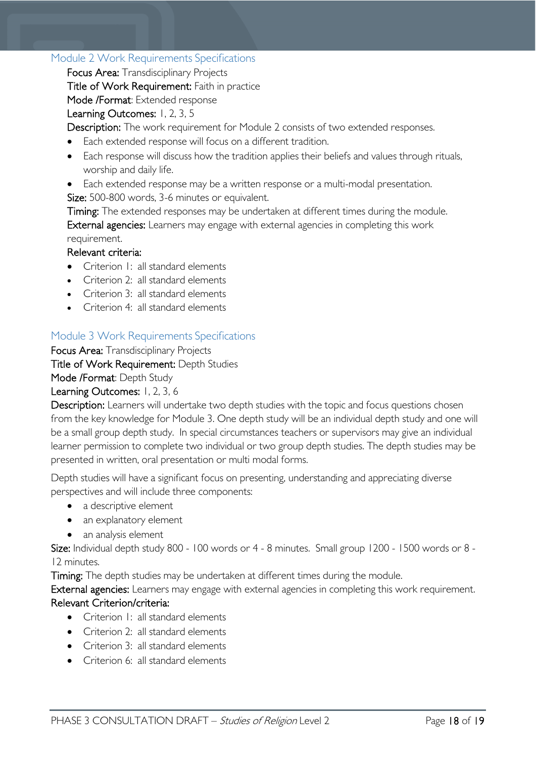## Module 2 Work Requirements Specifications

**Focus Area:** Transdisciplinary Projects

**Title of Work Requirement:** Faith in practice

**Mode /Format**: Extended response

**Learning Outcomes:** 1, 2, 3, 5

**Description:** The work requirement for Module 2 consists of two extended responses.

- Each extended response will focus on a different tradition.
- Each response will discuss how the tradition applies their beliefs and values through rituals, worship and daily life.
- Each extended response may be a written response or a multi-modal presentation.

**Size:** 500-800 words, 3-6 minutes or equivalent.

**Timing:** The extended responses may be undertaken at different times during the module.

**External agencies:** Learners may engage with external agencies in completing this work requirement.

**Relevant criteria:**

- Criterion 1: all standard elements
- Criterion 2: all standard elements
- Criterion 3: all standard elements
- Criterion 4: all standard elements

## Module 3 Work Requirements Specifications

**Focus Area:** Transdisciplinary Projects

**Title of Work Requirement:** Depth Studies

**Mode /Format**: Depth Study

**Learning Outcomes:** 1, 2, 3, 6

**Description:** Learners will undertake two depth studies with the topic and focus questions chosen from the key knowledge for Module 3. One depth study will be an individual depth study and one will be a small group depth study. In special circumstances teachers or supervisors may give an individual learner permission to complete two individual or two group depth studies. The depth studies may be presented in written, oral presentation or multi modal forms.

Depth studies will have a significant focus on presenting, understanding and appreciating diverse perspectives and will include three components:

- a descriptive element
- an explanatory element
- an analysis element

**Size:** Individual depth study 800 - 100 words or 4 - 8 minutes. Small group 1200 - 1500 words or 8 - 12 minutes.

**Timing:** The depth studies may be undertaken at different times during the module.

**External agencies:** Learners may engage with external agencies in completing this work requirement.

**Relevant Criterion/criteria:**

- Criterion 1: all standard elements
- Criterion 2: all standard elements
- Criterion 3: all standard elements
- Criterion 6: all standard elements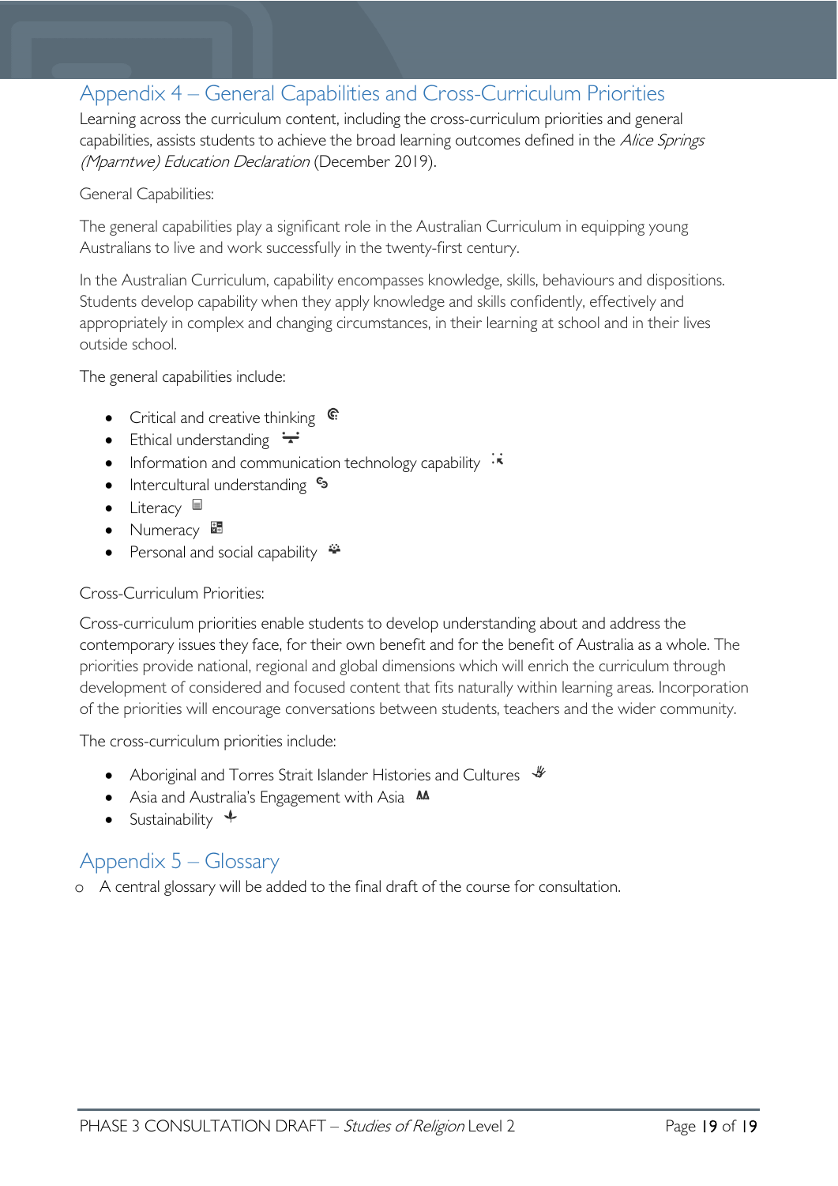## Appendix 4 – General Capabilities and Cross-Curriculum Priorities

Learning across the curriculum content, including the cross-curriculum priorities and general capabilities, assists students to achieve the broad learning outcomes defined in the *Alice Springs (Mparntwe) Education Declaration* (December 2019).

General Capabilities:

The general capabilities play a significant role in the Australian Curriculum in equipping young Australians to live and work successfully in the twenty-first century.

In the Australian Curriculum, capability encompasses knowledge, skills, behaviours and dispositions. Students develop capability when they apply knowledge and skills confidently, effectively and appropriately in complex and changing circumstances, in their learning at school and in their lives outside school.

The general capabilities include:

- Critical and creative thinking
- Ethical understanding
- Information and communication technology capability
- Intercultural understanding
- Literacy
- Numeracy
- Personal and social capability

Cross-Curriculum Priorities:

Cross-curriculum priorities enable students to develop understanding about and address the contemporary issues they face, for their own benefit and for the benefit of Australia as a whole. The priorities provide national, regional and global dimensions which will enrich the curriculum through development of considered and focused content that fits naturally within learning areas. Incorporation of the priorities will encourage conversations between students, teachers and the wider community.

The cross-curriculum priorities include:

- Aboriginal and Torres Strait Islander Histories and Cultures
- Asia and Australia's Engagement with Asia
- Sustainability

## Appendix 5 – Glossary

- A central glossary will be added to the final draft of the course for consultation.